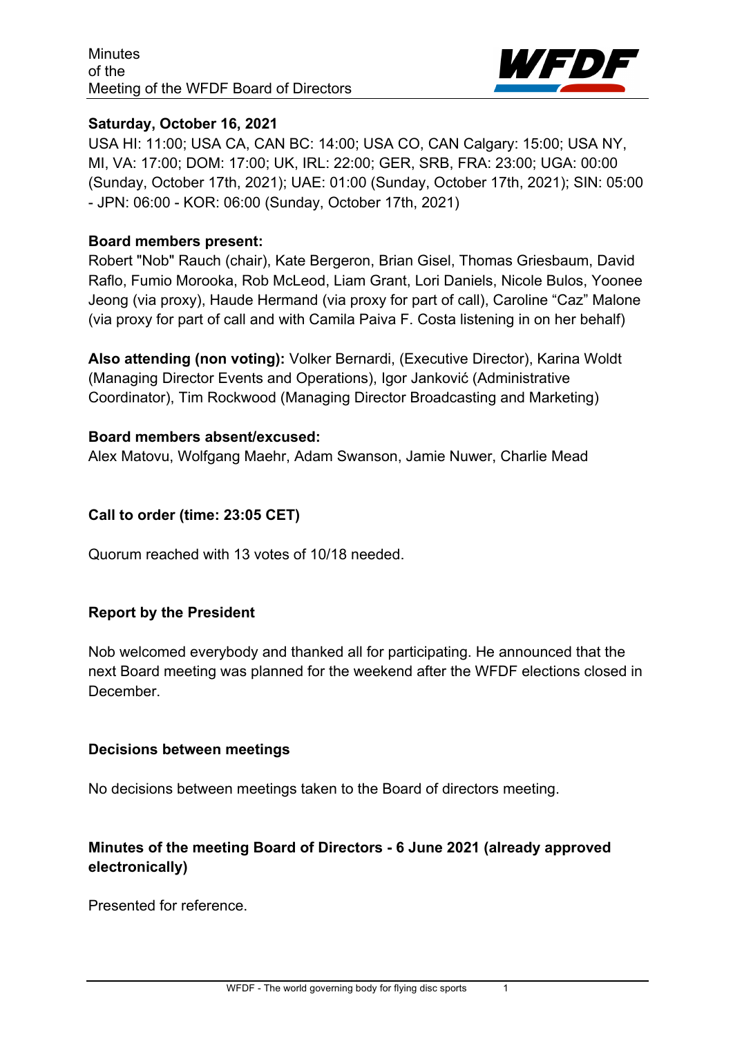Minutes
of the
Meeting of the WFDF Board of Directors

**Saturday, October 16, 2021**

USA HI: 11:00; USA CA, CAN BC: 14:00; USA CO, CAN Calgary: 15:00; USA NY, MI, VA: 17:00; DOM: 17:00; UK, IRL: 22:00; GER, SRB, FRA: 23:00; UGA: 00:00 (Sunday, October 17th, 2021); UAE: 01:00 (Sunday, October 17th, 2021); SIN: 05:00 - JPN: 06:00 - KOR: 06:00 (Sunday, October 17th, 2021)

**Board members present:**
Robert "Nob" Rauch (chair), Kate Bergeron, Brian Gisel, Thomas Griesbaum, David Raflo, Fumio Morooka, Rob McLeod, Liam Grant, Lori Daniels, Nicole Bulos, Yoonee Jeong (via proxy), Haude Hermand (via proxy for part of call), Caroline "Caz" Malone (via proxy for part of call and with Camila Paiva F. Costa listening in on her behalf)

**Also attending (non voting):** Volker Bernardi, (Executive Director), Karina Woldt (Managing Director Events and Operations), Igor Janković (Administrative Coordinator), Tim Rockwood (Managing Director Broadcasting and Marketing)

**Board members absent/excused:**
Alex Matovu, Wolfgang Maehr, Adam Swanson, Jamie Nuwer, Charlie Mead

**Call to order (time: 23:05 CET)**

Quorum reached with 13 votes of 10/18 needed.

**Report by the President**

Nob welcomed everybody and thanked all for participating. He announced that the next Board meeting was planned for the weekend after the WFDF elections closed in December.

**Decisions between meetings**

No decisions between meetings taken to the Board of directors meeting.

**Minutes of the meeting Board of Directors - 6 June 2021 (already approved electronically)**

Presented for reference.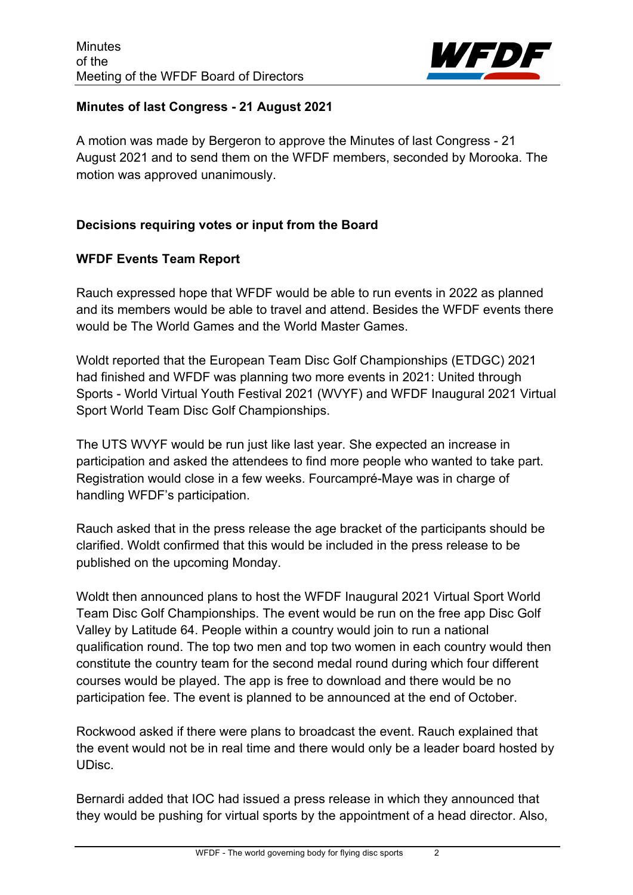**Minutes of last Congress - 21 August 2021**

A motion was made by Bergeron to approve the Minutes of last Congress - 21 August 2021 and to send them on the WFDF members, seconded by Morooka. The motion was approved unanimously.

**Decisions requiring votes or input from the Board**

**WFDF Events Team Report**

Rauch expressed hope that WFDF would be able to run events in 2022 as planned and its members would be able to travel and attend. Besides the WFDF events there would be The World Games and the World Master Games.

Woldt reported that the European Team Disc Golf Championships (ETDGC) 2021 had finished and WFDF was planning two more events in 2021: United through Sports - World Virtual Youth Festival 2021 (WVYF) and WFDF Inaugural 2021 Virtual Sport World Team Disc Golf Championships.

The UTS WVYF would be run just like last year. She expected an increase in participation and asked the attendees to find more people who wanted to take part. Registration would close in a few weeks. Fourcampré-Maye was in charge of handling WFDF's participation.

Rauch asked that in the press release the age bracket of the participants should be clarified. Woldt confirmed that this would be included in the press release to be published on the upcoming Monday.

Woldt then announced plans to host the WFDF Inaugural 2021 Virtual Sport World Team Disc Golf Championships. The event would be run on the free app Disc Golf Valley by Latitude 64. People within a country would join to run a national qualification round. The top two men and top two women in each country would then constitute the country team for the second medal round during which four different courses would be played. The app is free to download and there would be no participation fee. The event is planned to be announced at the end of October.

Rockwood asked if there were plans to broadcast the event. Rauch explained that the event would not be in real time and there would only be a leader board hosted by UDisc.

Bernardi added that IOC had issued a press release in which they announced that they would be pushing for virtual sports by the appointment of a head director. Also,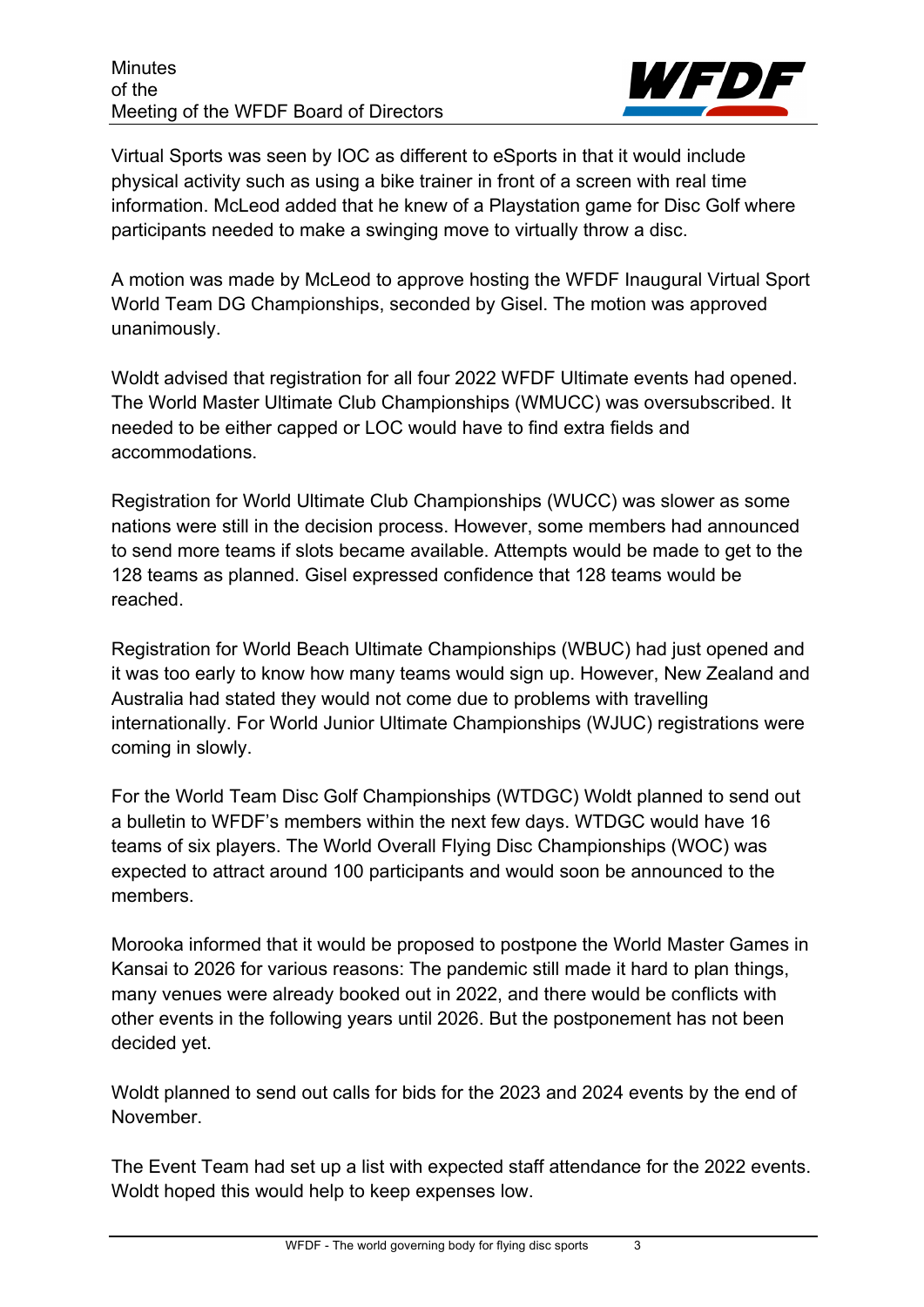Virtual Sports was seen by IOC as different to eSports in that it would include physical activity such as using a bike trainer in front of a screen with real time information. McLeod added that he knew of a Playstation game for Disc Golf where participants needed to make a swinging move to virtually throw a disc.

A motion was made by McLeod to approve hosting the WFDF Inaugural Virtual Sport World Team DG Championships, seconded by Gisel. The motion was approved unanimously.

Woldt advised that registration for all four 2022 WFDF Ultimate events had opened. The World Master Ultimate Club Championships (WMUCC) was oversubscribed. It needed to be either capped or LOC would have to find extra fields and accommodations.

Registration for World Ultimate Club Championships (WUCC) was slower as some nations were still in the decision process. However, some members had announced to send more teams if slots became available. Attempts would be made to get to the 128 teams as planned. Gisel expressed confidence that 128 teams would be reached.

Registration for World Beach Ultimate Championships (WBUC) had just opened and it was too early to know how many teams would sign up. However, New Zealand and Australia had stated they would not come due to problems with travelling internationally. For World Junior Ultimate Championships (WJUC) registrations were coming in slowly.

For the World Team Disc Golf Championships (WTDGC) Woldt planned to send out a bulletin to WFDF's members within the next few days. WTDGC would have 16 teams of six players. The World Overall Flying Disc Championships (WOC) was expected to attract around 100 participants and would soon be announced to the members.

Morooka informed that it would be proposed to postpone the World Master Games in Kansai to 2026 for various reasons: The pandemic still made it hard to plan things, many venues were already booked out in 2022, and there would be conflicts with other events in the following years until 2026. But the postponement has not been decided yet.

Woldt planned to send out calls for bids for the 2023 and 2024 events by the end of November.

The Event Team had set up a list with expected staff attendance for the 2022 events. Woldt hoped this would help to keep expenses low.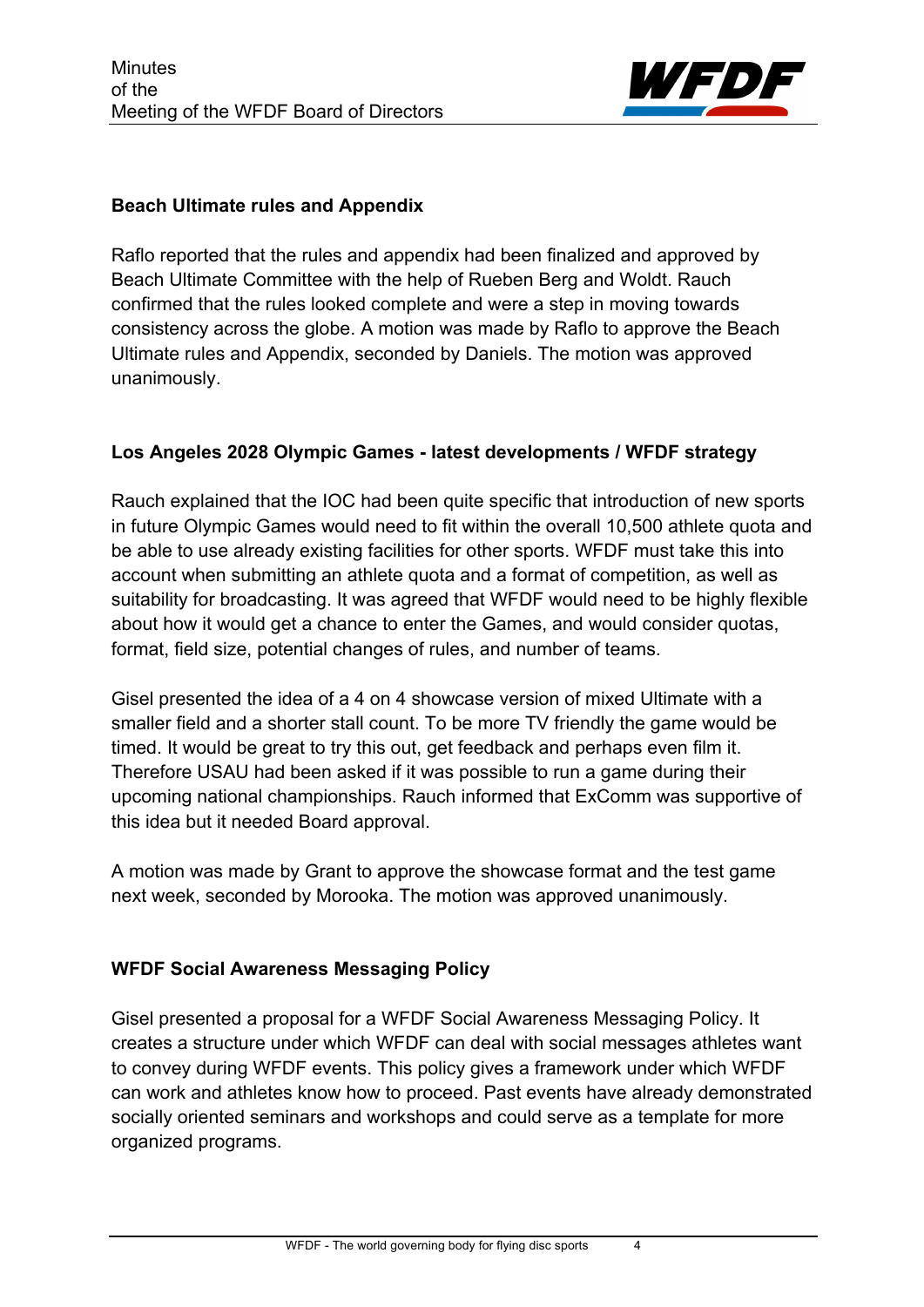**Beach Ultimate rules and Appendix**

Raflo reported that the rules and appendix had been finalized and approved by Beach Ultimate Committee with the help of Rueben Berg and Woldt. Rauch confirmed that the rules looked complete and were a step in moving towards consistency across the globe. A motion was made by Raflo to approve the Beach Ultimate rules and Appendix, seconded by Daniels. The motion was approved unanimously.

**Los Angeles 2028 Olympic Games - latest developments / WFDF strategy**

Rauch explained that the IOC had been quite specific that introduction of new sports in future Olympic Games would need to fit within the overall 10,500 athlete quota and be able to use already existing facilities for other sports. WFDF must take this into account when submitting an athlete quota and a format of competition, as well as suitability for broadcasting. It was agreed that WFDF would need to be highly flexible about how it would get a chance to enter the Games, and would consider quotas, format, field size, potential changes of rules, and number of teams.

Gisel presented the idea of a 4 on 4 showcase version of mixed Ultimate with a smaller field and a shorter stall count. To be more TV friendly the game would be timed. It would be great to try this out, get feedback and perhaps even film it. Therefore USAU had been asked if it was possible to run a game during their upcoming national championships. Rauch informed that ExComm was supportive of this idea but it needed Board approval.

A motion was made by Grant to approve the showcase format and the test game next week, seconded by Morooka. The motion was approved unanimously.

**WFDF Social Awareness Messaging Policy**

Gisel presented a proposal for a WFDF Social Awareness Messaging Policy. It creates a structure under which WFDF can deal with social messages athletes want to convey during WFDF events. This policy gives a framework under which WFDF can work and athletes know how to proceed. Past events have already demonstrated socially oriented seminars and workshops and could serve as a template for more organized programs.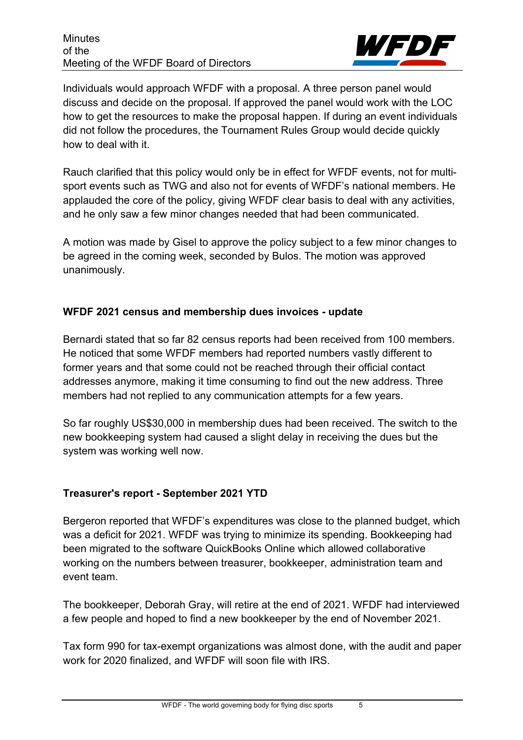Individuals would approach WFDF with a proposal. A three person panel would discuss and decide on the proposal. If approved the panel would work with the LOC how to get the resources to make the proposal happen. If during an event individuals did not follow the procedures, the Tournament Rules Group would decide quickly how to deal with it.

Rauch clarified that this policy would only be in effect for WFDF events, not for multi-sport events such as TWG and also not for events of WFDF's national members. He applauded the core of the policy, giving WFDF clear basis to deal with any activities, and he only saw a few minor changes needed that had been communicated.

A motion was made by Gisel to approve the policy subject to a few minor changes to be agreed in the coming week, seconded by Bulos. The motion was approved unanimously.

**WFDF 2021 census and membership dues invoices - update**

Bernardi stated that so far 82 census reports had been received from 100 members. He noticed that some WFDF members had reported numbers vastly different to former years and that some could not be reached through their official contact addresses anymore, making it time consuming to find out the new address. Three members had not replied to any communication attempts for a few years.

So far roughly US$30,000 in membership dues had been received. The switch to the new bookkeeping system had caused a slight delay in receiving the dues but the system was working well now.

**Treasurer's report - September 2021 YTD**

Bergeron reported that WFDF's expenditures was close to the planned budget, which was a deficit for 2021. WFDF was trying to minimize its spending. Bookkeeping had been migrated to the software QuickBooks Online which allowed collaborative working on the numbers between treasurer, bookkeeper, administration team and event team.

The bookkeeper, Deborah Gray, will retire at the end of 2021. WFDF had interviewed a few people and hoped to find a new bookkeeper by the end of November 2021.

Tax form 990 for tax-exempt organizations was almost done, with the audit and paper work for 2020 finalized, and WFDF will soon file with IRS.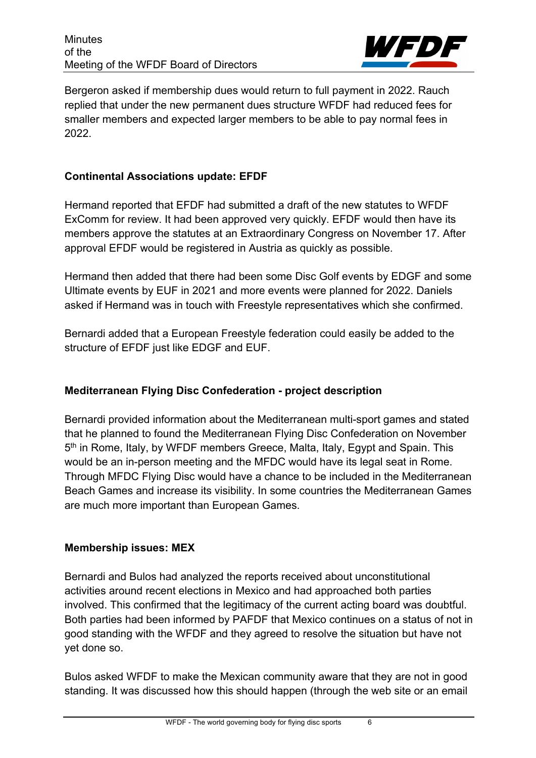Bergeron asked if membership dues would return to full payment in 2022. Rauch replied that under the new permanent dues structure WFDF had reduced fees for smaller members and expected larger members to be able to pay normal fees in 2022.

### Continental Associations update: EFDF

Hermand reported that EFDF had submitted a draft of the new statutes to WFDF ExComm for review. It had been approved very quickly. EFDF would then have its members approve the statutes at an Extraordinary Congress on November 17. After approval EFDF would be registered in Austria as quickly as possible.

Hermand then added that there had been some Disc Golf events by EDGF and some Ultimate events by EUF in 2021 and more events were planned for 2022. Daniels asked if Hermand was in touch with Freestyle representatives which she confirmed.

Bernardi added that a European Freestyle federation could easily be added to the structure of EFDF just like EDGF and EUF.

### Mediterranean Flying Disc Confederation - project description

Bernardi provided information about the Mediterranean multi-sport games and stated that he planned to found the Mediterranean Flying Disc Confederation on November 5th in Rome, Italy, by WFDF members Greece, Malta, Italy, Egypt and Spain. This would be an in-person meeting and the MFDC would have its legal seat in Rome. Through MFDC Flying Disc would have a chance to be included in the Mediterranean Beach Games and increase its visibility. In some countries the Mediterranean Games are much more important than European Games.

### Membership issues: MEX

Bernardi and Bulos had analyzed the reports received about unconstitutional activities around recent elections in Mexico and had approached both parties involved. This confirmed that the legitimacy of the current acting board was doubtful. Both parties had been informed by PAFDF that Mexico continues on a status of not in good standing with the WFDF and they agreed to resolve the situation but have not yet done so.

Bulos asked WFDF to make the Mexican community aware that they are not in good standing. It was discussed how this should happen (through the web site or an email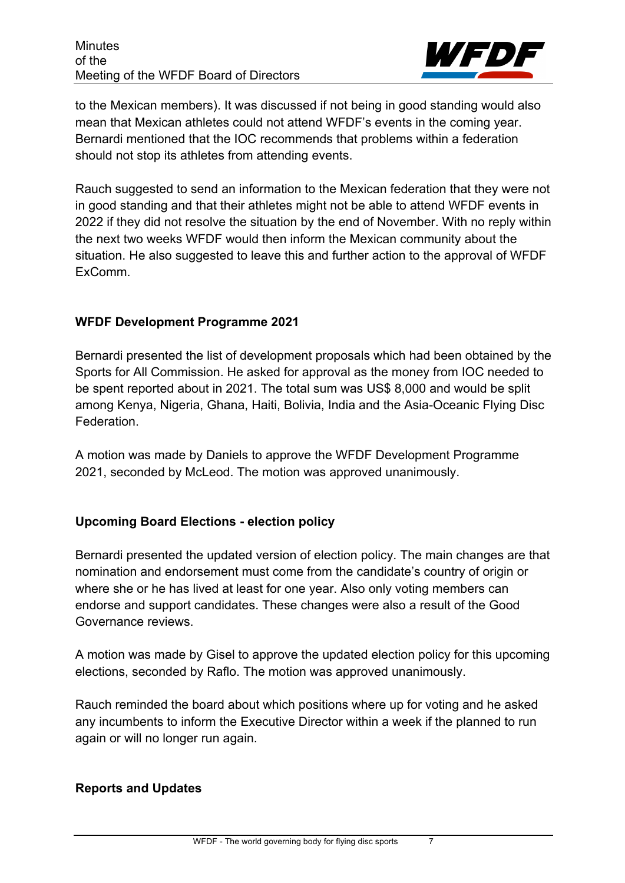to the Mexican members). It was discussed if not being in good standing would also mean that Mexican athletes could not attend WFDF's events in the coming year. Bernardi mentioned that the IOC recommends that problems within a federation should not stop its athletes from attending events.

Rauch suggested to send an information to the Mexican federation that they were not in good standing and that their athletes might not be able to attend WFDF events in 2022 if they did not resolve the situation by the end of November. With no reply within the next two weeks WFDF would then inform the Mexican community about the situation. He also suggested to leave this and further action to the approval of WFDF ExComm.

**WFDF Development Programme 2021**

Bernardi presented the list of development proposals which had been obtained by the Sports for All Commission. He asked for approval as the money from IOC needed to be spent reported about in 2021. The total sum was US$ 8,000 and would be split among Kenya, Nigeria, Ghana, Haiti, Bolivia, India and the Asia-Oceanic Flying Disc Federation.

A motion was made by Daniels to approve the WFDF Development Programme 2021, seconded by McLeod. The motion was approved unanimously.

**Upcoming Board Elections - election policy**

Bernardi presented the updated version of election policy. The main changes are that nomination and endorsement must come from the candidate's country of origin or where she or he has lived at least for one year. Also only voting members can endorse and support candidates. These changes were also a result of the Good Governance reviews.

A motion was made by Gisel to approve the updated election policy for this upcoming elections, seconded by Raflo. The motion was approved unanimously.

Rauch reminded the board about which positions where up for voting and he asked any incumbents to inform the Executive Director within a week if the planned to run again or will no longer run again.

**Reports and Updates**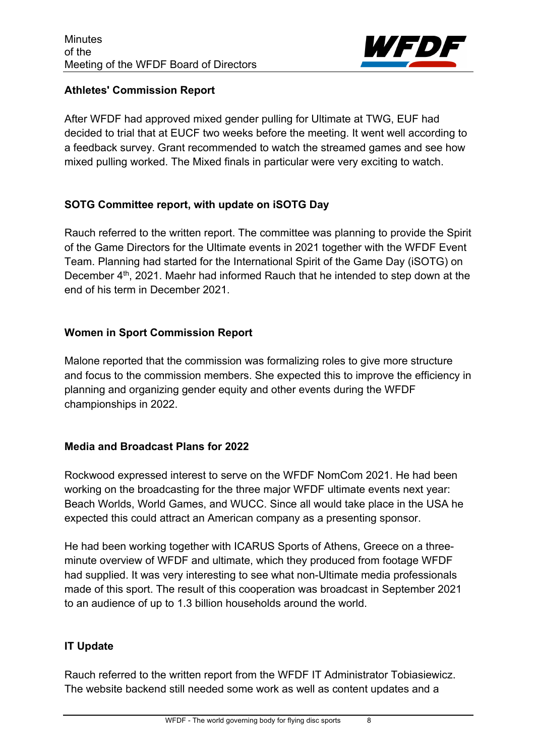**Athletes' Commission Report**

After WFDF had approved mixed gender pulling for Ultimate at TWG, EUF had decided to trial that at EUCF two weeks before the meeting. It went well according to a feedback survey. Grant recommended to watch the streamed games and see how mixed pulling worked. The Mixed finals in particular were very exciting to watch.

**SOTG Committee report, with update on iSOTG Day**

Rauch referred to the written report. The committee was planning to provide the Spirit of the Game Directors for the Ultimate events in 2021 together with the WFDF Event Team. Planning had started for the International Spirit of the Game Day (iSOTG) on December 4th, 2021. Maehr had informed Rauch that he intended to step down at the end of his term in December 2021.

**Women in Sport Commission Report**

Malone reported that the commission was formalizing roles to give more structure and focus to the commission members. She expected this to improve the efficiency in planning and organizing gender equity and other events during the WFDF championships in 2022.

**Media and Broadcast Plans for 2022**

Rockwood expressed interest to serve on the WFDF NomCom 2021. He had been working on the broadcasting for the three major WFDF ultimate events next year: Beach Worlds, World Games, and WUCC. Since all would take place in the USA he expected this could attract an American company as a presenting sponsor.

He had been working together with ICARUS Sports of Athens, Greece on a three-minute overview of WFDF and ultimate, which they produced from footage WFDF had supplied. It was very interesting to see what non-Ultimate media professionals made of this sport. The result of this cooperation was broadcast in September 2021 to an audience of up to 1.3 billion households around the world.

**IT Update**

Rauch referred to the written report from the WFDF IT Administrator Tobiasiewicz. The website backend still needed some work as well as content updates and a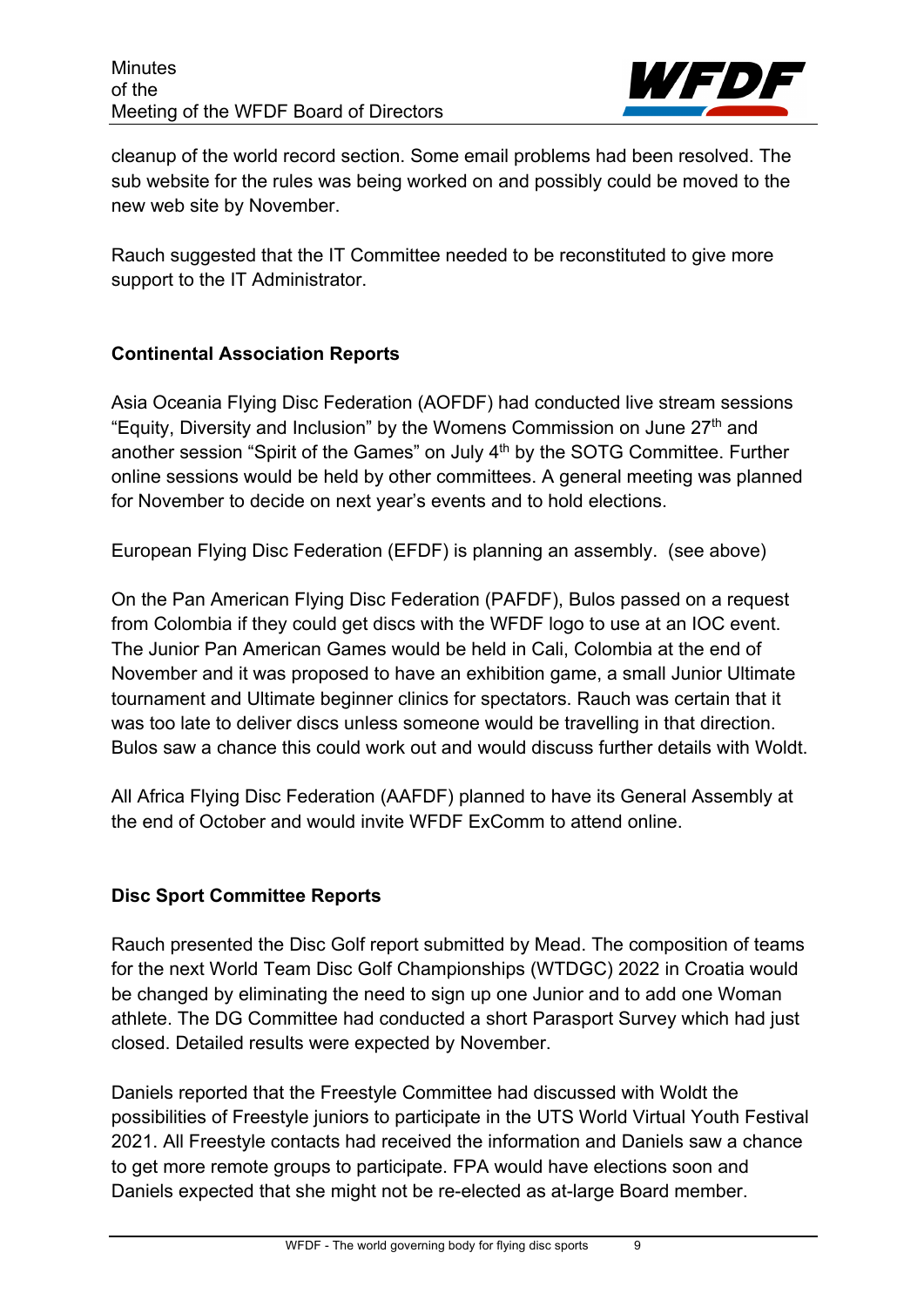cleanup of the world record section. Some email problems had been resolved. The sub website for the rules was being worked on and possibly could be moved to the new web site by November.

Rauch suggested that the IT Committee needed to be reconstituted to give more support to the IT Administrator.

**Continental Association Reports**

Asia Oceania Flying Disc Federation (AOFDF) had conducted live stream sessions "Equity, Diversity and Inclusion" by the Womens Commission on June 27th and another session "Spirit of the Games" on July 4th by the SOTG Committee. Further online sessions would be held by other committees. A general meeting was planned for November to decide on next year's events and to hold elections.

European Flying Disc Federation (EFDF) is planning an assembly. (see above)

On the Pan American Flying Disc Federation (PAFDF), Bulos passed on a request from Colombia if they could get discs with the WFDF logo to use at an IOC event. The Junior Pan American Games would be held in Cali, Colombia at the end of November and it was proposed to have an exhibition game, a small Junior Ultimate tournament and Ultimate beginner clinics for spectators. Rauch was certain that it was too late to deliver discs unless someone would be travelling in that direction. Bulos saw a chance this could work out and would discuss further details with Woldt.

All Africa Flying Disc Federation (AAFDF) planned to have its General Assembly at the end of October and would invite WFDF ExComm to attend online.

**Disc Sport Committee Reports**

Rauch presented the Disc Golf report submitted by Mead. The composition of teams for the next World Team Disc Golf Championships (WTDGC) 2022 in Croatia would be changed by eliminating the need to sign up one Junior and to add one Woman athlete. The DG Committee had conducted a short Parasport Survey which had just closed. Detailed results were expected by November.

Daniels reported that the Freestyle Committee had discussed with Woldt the possibilities of Freestyle juniors to participate in the UTS World Virtual Youth Festival 2021. All Freestyle contacts had received the information and Daniels saw a chance to get more remote groups to participate. FPA would have elections soon and Daniels expected that she might not be re-elected as at-large Board member.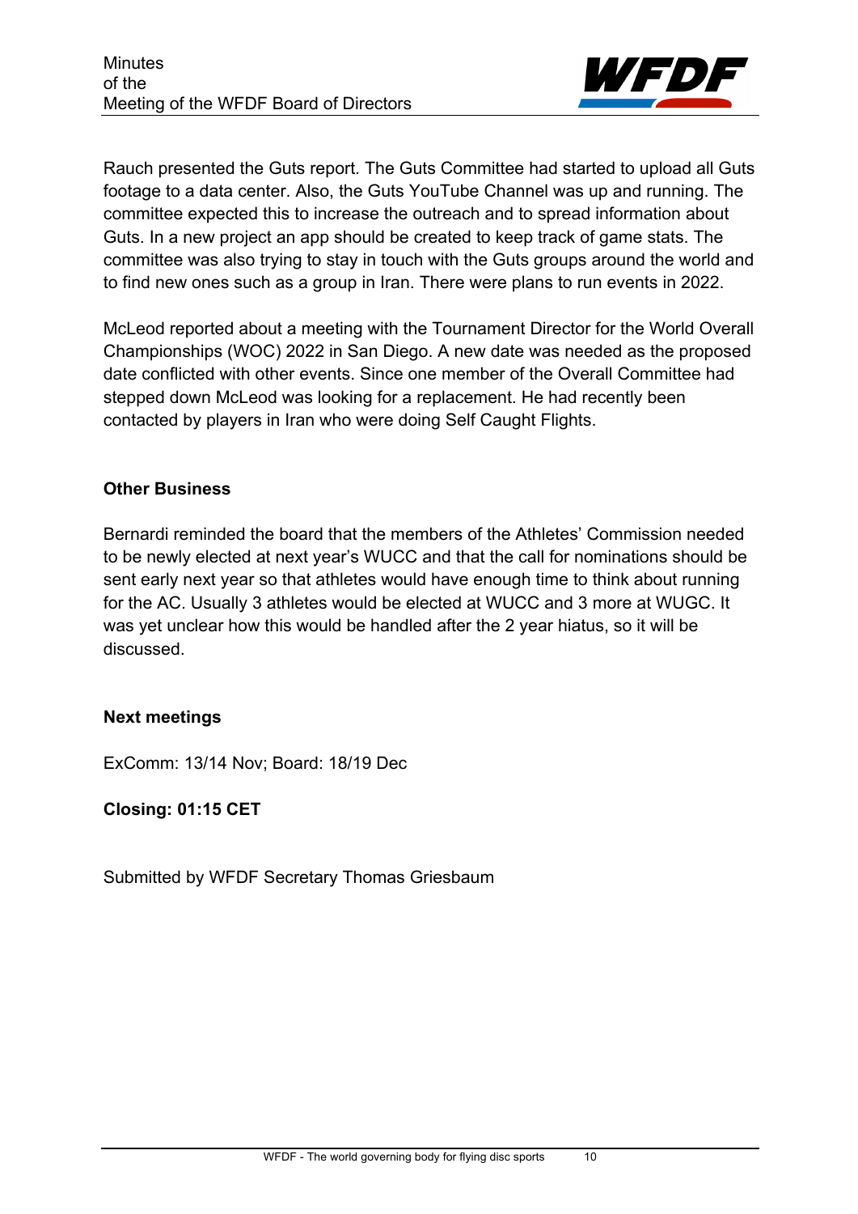Rauch presented the Guts report. The Guts Committee had started to upload all Guts footage to a data center. Also, the Guts YouTube Channel was up and running. The committee expected this to increase the outreach and to spread information about Guts. In a new project an app should be created to keep track of game stats. The committee was also trying to stay in touch with the Guts groups around the world and to find new ones such as a group in Iran. There were plans to run events in 2022.

McLeod reported about a meeting with the Tournament Director for the World Overall Championships (WOC) 2022 in San Diego. A new date was needed as the proposed date conflicted with other events. Since one member of the Overall Committee had stepped down McLeod was looking for a replacement. He had recently been contacted by players in Iran who were doing Self Caught Flights.

## Other Business

Bernardi reminded the board that the members of the Athletes' Commission needed to be newly elected at next year's WUCC and that the call for nominations should be sent early next year so that athletes would have enough time to think about running for the AC. Usually 3 athletes would be elected at WUCC and 3 more at WUGC. It was yet unclear how this would be handled after the 2 year hiatus, so it will be discussed.

## Next meetings

ExComm: 13/14 Nov; Board: 18/19 Dec

**Closing: 01:15 CET**

Submitted by WFDF Secretary Thomas Griesbaum